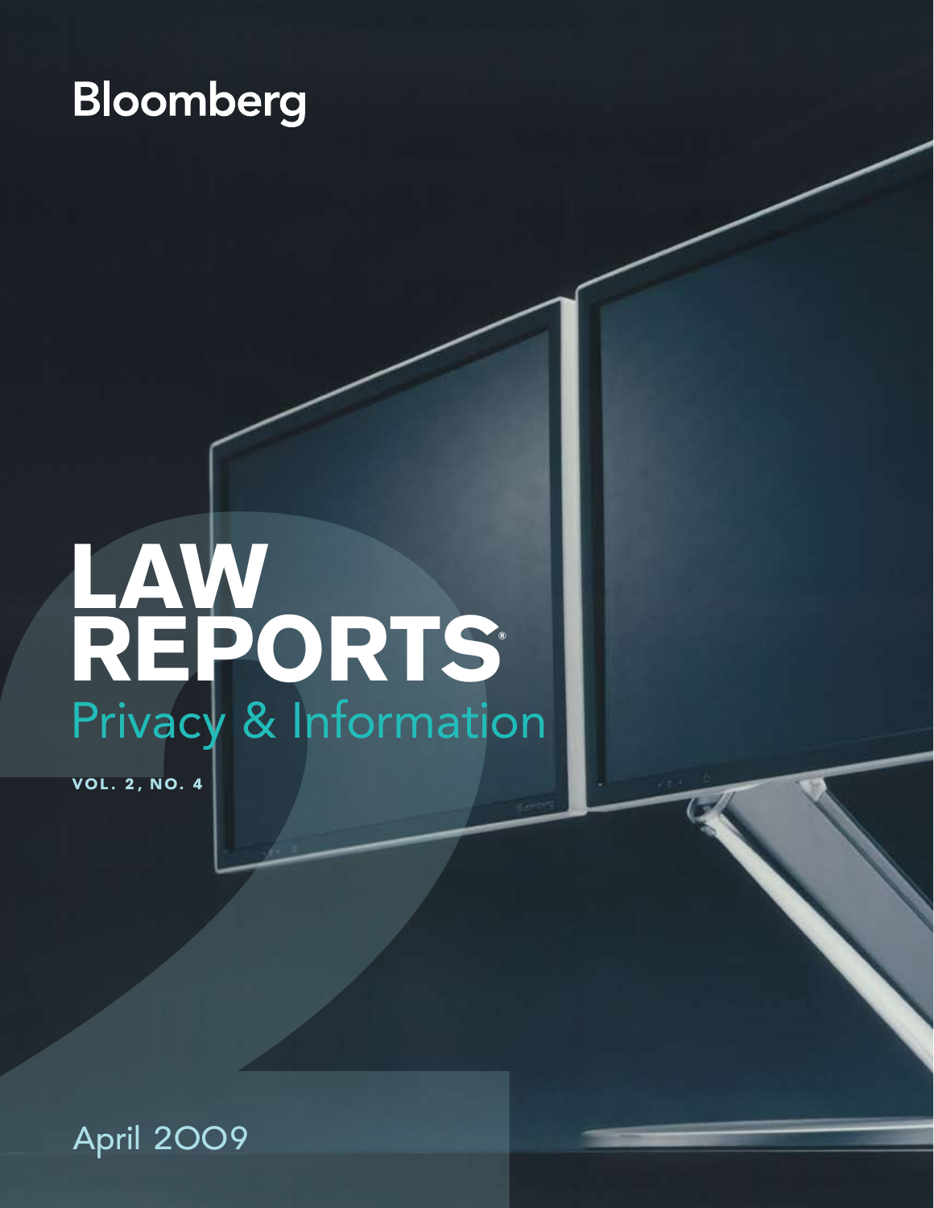Bloomberg

# LAW REPORTS®

## Privacy & Information

**VOL. 2, NO. 4**

April 2009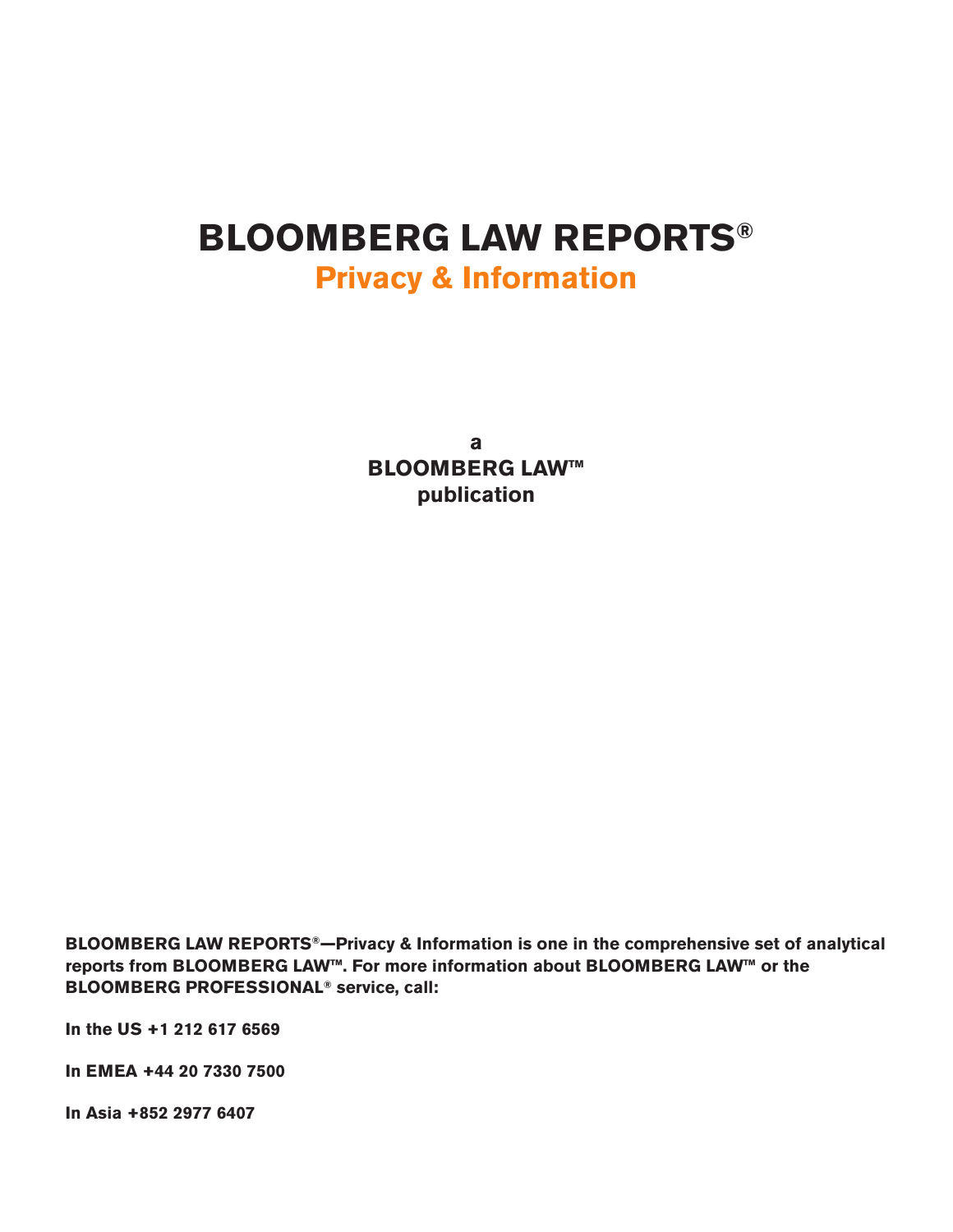# BLOOMBERG LAW REPORTS®

## Privacy & Information

**a**
**BLOOMBERG LAW™**
**publication**

**BLOOMBERG LAW REPORTS®—Privacy & Information is one in the comprehensive set of analytical reports from BLOOMBERG LAW™. For more information about BLOOMBERG LAW™ or the BLOOMBERG PROFESSIONAL® service, call:**

**In the US +1 212 617 6569**

**In EMEA +44 20 7330 7500**

**In Asia +852 2977 6407**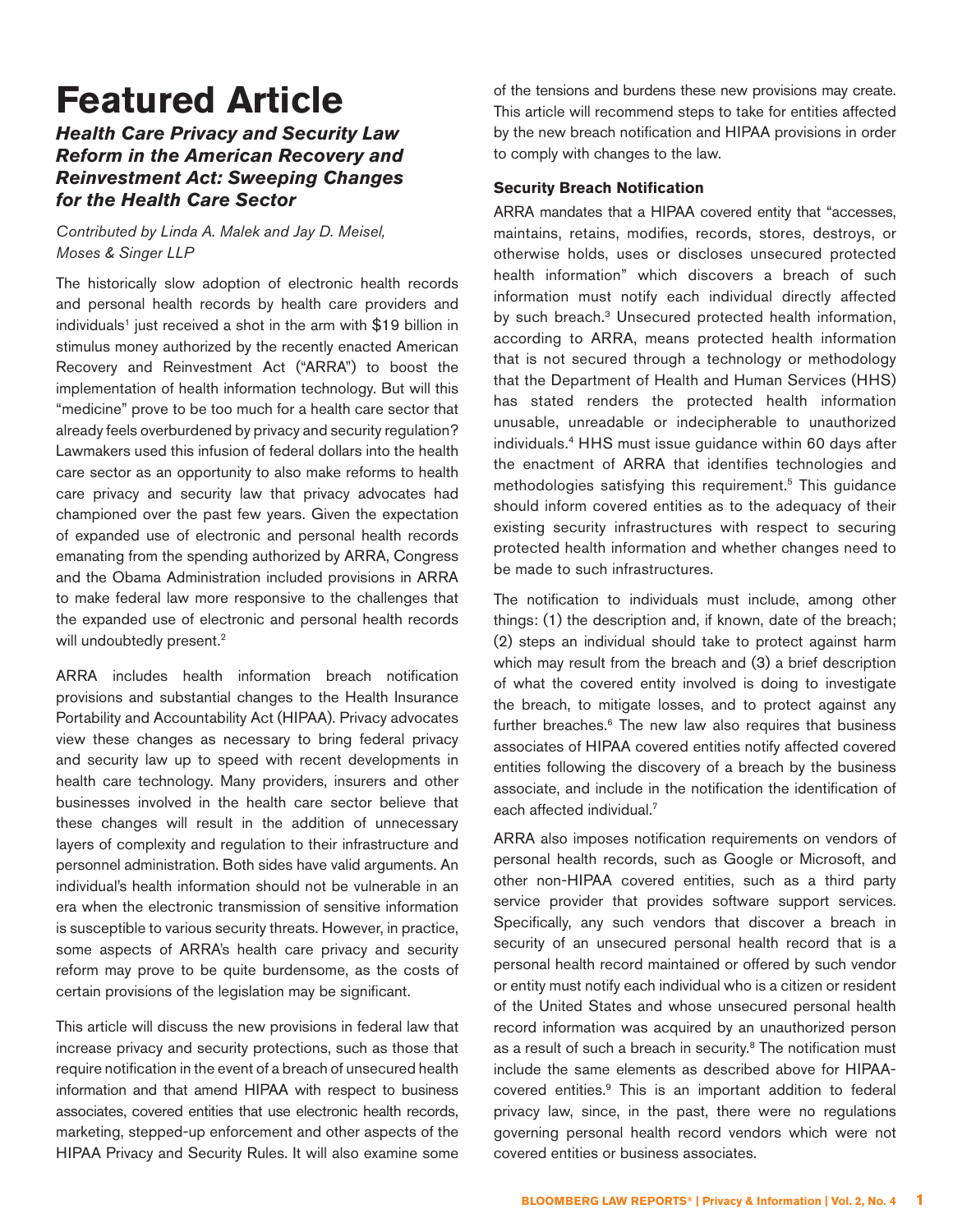# Featured Article

## *Health Care Privacy and Security Law Reform in the American Recovery and Reinvestment Act: Sweeping Changes for the Health Care Sector*

*Contributed by Linda A. Malek and Jay D. Meisel, Moses & Singer LLP*

The historically slow adoption of electronic health records and personal health records by health care providers and individuals[1] just received a shot in the arm with $19 billion in stimulus money authorized by the recently enacted American Recovery and Reinvestment Act ("ARRA") to boost the implementation of health information technology. But will this "medicine" prove to be too much for a health care sector that already feels overburdened by privacy and security regulation? Lawmakers used this infusion of federal dollars into the health care sector as an opportunity to also make reforms to health care privacy and security law that privacy advocates had championed over the past few years. Given the expectation of expanded use of electronic and personal health records emanating from the spending authorized by ARRA, Congress and the Obama Administration included provisions in ARRA to make federal law more responsive to the challenges that the expanded use of electronic and personal health records will undoubtedly present.[2]

ARRA includes health information breach notification provisions and substantial changes to the Health Insurance Portability and Accountability Act (HIPAA). Privacy advocates view these changes as necessary to bring federal privacy and security law up to speed with recent developments in health care technology. Many providers, insurers and other businesses involved in the health care sector believe that these changes will result in the addition of unnecessary layers of complexity and regulation to their infrastructure and personnel administration. Both sides have valid arguments. An individual's health information should not be vulnerable in an era when the electronic transmission of sensitive information is susceptible to various security threats. However, in practice, some aspects of ARRA's health care privacy and security reform may prove to be quite burdensome, as the costs of certain provisions of the legislation may be significant.

This article will discuss the new provisions in federal law that increase privacy and security protections, such as those that require notification in the event of a breach of unsecured health information and that amend HIPAA with respect to business associates, covered entities that use electronic health records, marketing, stepped-up enforcement and other aspects of the HIPAA Privacy and Security Rules. It will also examine some of the tensions and burdens these new provisions may create. This article will recommend steps to take for entities affected by the new breach notification and HIPAA provisions in order to comply with changes to the law.

### Security Breach Notification

ARRA mandates that a HIPAA covered entity that "accesses, maintains, retains, modifies, records, stores, destroys, or otherwise holds, uses or discloses unsecured protected health information" which discovers a breach of such information must notify each individual directly affected by such breach.[3] Unsecured protected health information, according to ARRA, means protected health information that is not secured through a technology or methodology that the Department of Health and Human Services (HHS) has stated renders the protected health information unusable, unreadable or indecipherable to unauthorized individuals.[4] HHS must issue guidance within 60 days after the enactment of ARRA that identifies technologies and methodologies satisfying this requirement.[5] This guidance should inform covered entities as to the adequacy of their existing security infrastructures with respect to securing protected health information and whether changes need to be made to such infrastructures.

The notification to individuals must include, among other things: (1) the description and, if known, date of the breach; (2) steps an individual should take to protect against harm which may result from the breach and (3) a brief description of what the covered entity involved is doing to investigate the breach, to mitigate losses, and to protect against any further breaches.[6] The new law also requires that business associates of HIPAA covered entities notify affected covered entities following the discovery of a breach by the business associate, and include in the notification the identification of each affected individual.[7]

ARRA also imposes notification requirements on vendors of personal health records, such as Google or Microsoft, and other non-HIPAA covered entities, such as a third party service provider that provides software support services. Specifically, any such vendors that discover a breach in security of an unsecured personal health record that is a personal health record maintained or offered by such vendor or entity must notify each individual who is a citizen or resident of the United States and whose unsecured personal health record information was acquired by an unauthorized person as a result of such a breach in security.[8] The notification must include the same elements as described above for HIPAA-covered entities.[9] This is an important addition to federal privacy law, since, in the past, there were no regulations governing personal health record vendors which were not covered entities or business associates.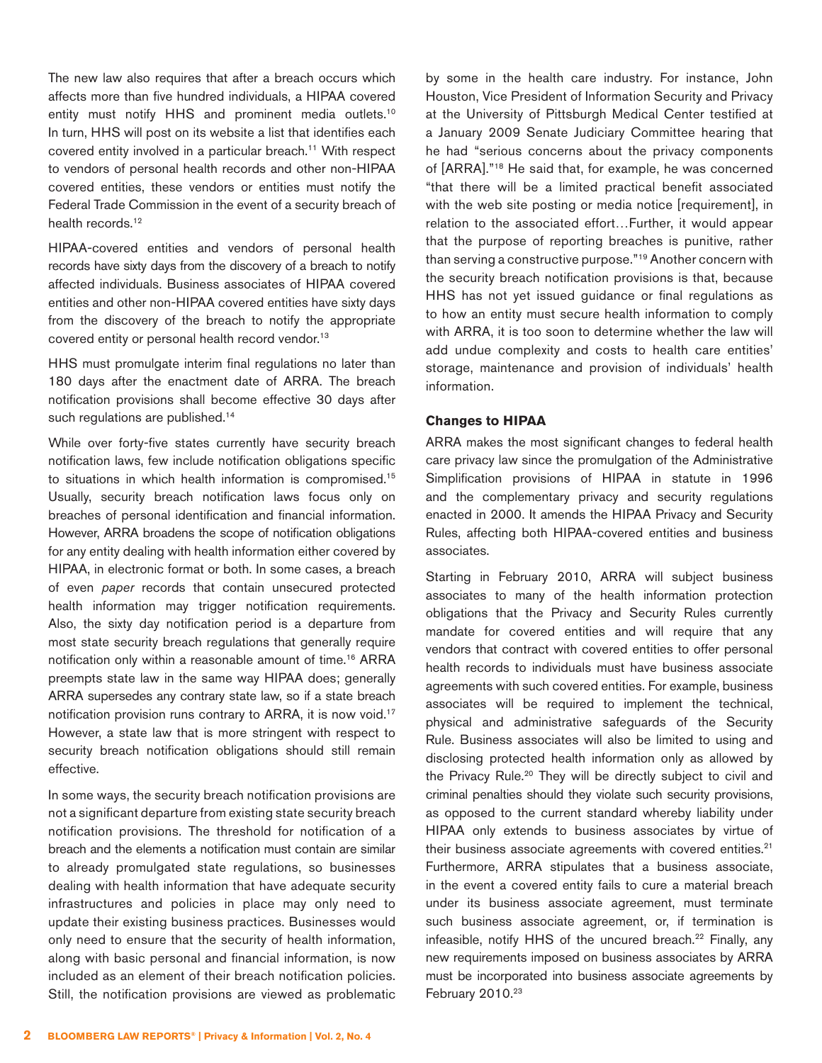The new law also requires that after a breach occurs which affects more than five hundred individuals, a HIPAA covered entity must notify HHS and prominent media outlets.[10] In turn, HHS will post on its website a list that identifies each covered entity involved in a particular breach.[11] With respect to vendors of personal health records and other non-HIPAA covered entities, these vendors or entities must notify the Federal Trade Commission in the event of a security breach of health records.[12]

HIPAA-covered entities and vendors of personal health records have sixty days from the discovery of a breach to notify affected individuals. Business associates of HIPAA covered entities and other non-HIPAA covered entities have sixty days from the discovery of the breach to notify the appropriate covered entity or personal health record vendor.[13]

HHS must promulgate interim final regulations no later than 180 days after the enactment date of ARRA. The breach notification provisions shall become effective 30 days after such regulations are published.[14]

While over forty-five states currently have security breach notification laws, few include notification obligations specific to situations in which health information is compromised.[15] Usually, security breach notification laws focus only on breaches of personal identification and financial information. However, ARRA broadens the scope of notification obligations for any entity dealing with health information either covered by HIPAA, in electronic format or both. In some cases, a breach of even *paper* records that contain unsecured protected health information may trigger notification requirements. Also, the sixty day notification period is a departure from most state security breach regulations that generally require notification only within a reasonable amount of time.[16] ARRA preempts state law in the same way HIPAA does; generally ARRA supersedes any contrary state law, so if a state breach notification provision runs contrary to ARRA, it is now void.[17] However, a state law that is more stringent with respect to security breach notification obligations should still remain effective.

In some ways, the security breach notification provisions are not a significant departure from existing state security breach notification provisions. The threshold for notification of a breach and the elements a notification must contain are similar to already promulgated state regulations, so businesses dealing with health information that have adequate security infrastructures and policies in place may only need to update their existing business practices. Businesses would only need to ensure that the security of health information, along with basic personal and financial information, is now included as an element of their breach notification policies. Still, the notification provisions are viewed as problematic by some in the health care industry. For instance, John Houston, Vice President of Information Security and Privacy at the University of Pittsburgh Medical Center testified at a January 2009 Senate Judiciary Committee hearing that he had "serious concerns about the privacy components of [ARRA]."[18] He said that, for example, he was concerned "that there will be a limited practical benefit associated with the web site posting or media notice [requirement], in relation to the associated effort…Further, it would appear that the purpose of reporting breaches is punitive, rather than serving a constructive purpose."[19] Another concern with the security breach notification provisions is that, because HHS has not yet issued guidance or final regulations as to how an entity must secure health information to comply with ARRA, it is too soon to determine whether the law will add undue complexity and costs to health care entities' storage, maintenance and provision of individuals' health information.

**Changes to HIPAA**

ARRA makes the most significant changes to federal health care privacy law since the promulgation of the Administrative Simplification provisions of HIPAA in statute in 1996 and the complementary privacy and security regulations enacted in 2000. It amends the HIPAA Privacy and Security Rules, affecting both HIPAA-covered entities and business associates.

Starting in February 2010, ARRA will subject business associates to many of the health information protection obligations that the Privacy and Security Rules currently mandate for covered entities and will require that any vendors that contract with covered entities to offer personal health records to individuals must have business associate agreements with such covered entities. For example, business associates will be required to implement the technical, physical and administrative safeguards of the Security Rule. Business associates will also be limited to using and disclosing protected health information only as allowed by the Privacy Rule.[20] They will be directly subject to civil and criminal penalties should they violate such security provisions, as opposed to the current standard whereby liability under HIPAA only extends to business associates by virtue of their business associate agreements with covered entities.[21] Furthermore, ARRA stipulates that a business associate, in the event a covered entity fails to cure a material breach under its business associate agreement, must terminate such business associate agreement, or, if termination is infeasible, notify HHS of the uncured breach.[22] Finally, any new requirements imposed on business associates by ARRA must be incorporated into business associate agreements by February 2010.[23]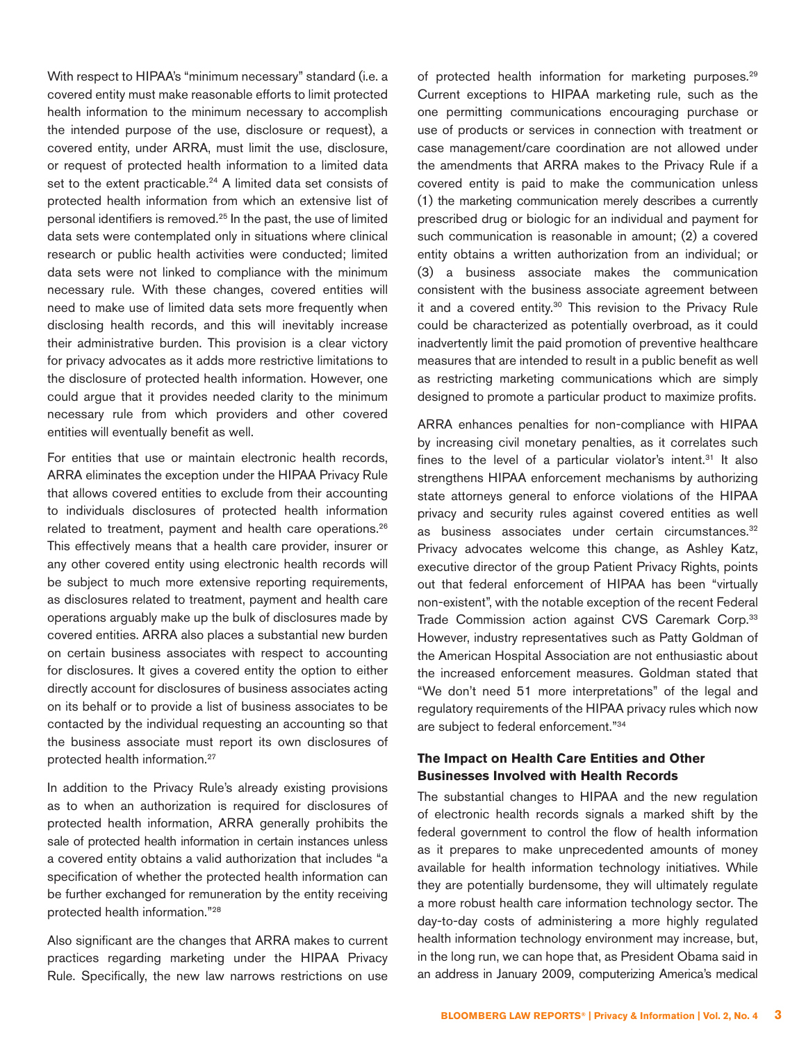With respect to HIPAA's "minimum necessary" standard (i.e. a covered entity must make reasonable efforts to limit protected health information to the minimum necessary to accomplish the intended purpose of the use, disclosure or request), a covered entity, under ARRA, must limit the use, disclosure, or request of protected health information to a limited data set to the extent practicable.[24] A limited data set consists of protected health information from which an extensive list of personal identifiers is removed.[25] In the past, the use of limited data sets were contemplated only in situations where clinical research or public health activities were conducted; limited data sets were not linked to compliance with the minimum necessary rule. With these changes, covered entities will need to make use of limited data sets more frequently when disclosing health records, and this will inevitably increase their administrative burden. This provision is a clear victory for privacy advocates as it adds more restrictive limitations to the disclosure of protected health information. However, one could argue that it provides needed clarity to the minimum necessary rule from which providers and other covered entities will eventually benefit as well.

For entities that use or maintain electronic health records, ARRA eliminates the exception under the HIPAA Privacy Rule that allows covered entities to exclude from their accounting to individuals disclosures of protected health information related to treatment, payment and health care operations.[26] This effectively means that a health care provider, insurer or any other covered entity using electronic health records will be subject to much more extensive reporting requirements, as disclosures related to treatment, payment and health care operations arguably make up the bulk of disclosures made by covered entities. ARRA also places a substantial new burden on certain business associates with respect to accounting for disclosures. It gives a covered entity the option to either directly account for disclosures of business associates acting on its behalf or to provide a list of business associates to be contacted by the individual requesting an accounting so that the business associate must report its own disclosures of protected health information.[27]

In addition to the Privacy Rule's already existing provisions as to when an authorization is required for disclosures of protected health information, ARRA generally prohibits the sale of protected health information in certain instances unless a covered entity obtains a valid authorization that includes "a specification of whether the protected health information can be further exchanged for remuneration by the entity receiving protected health information."[28]

Also significant are the changes that ARRA makes to current practices regarding marketing under the HIPAA Privacy Rule. Specifically, the new law narrows restrictions on use of protected health information for marketing purposes.[29] Current exceptions to HIPAA marketing rule, such as the one permitting communications encouraging purchase or use of products or services in connection with treatment or case management/care coordination are not allowed under the amendments that ARRA makes to the Privacy Rule if a covered entity is paid to make the communication unless (1) the marketing communication merely describes a currently prescribed drug or biologic for an individual and payment for such communication is reasonable in amount; (2) a covered entity obtains a written authorization from an individual; or (3) a business associate makes the communication consistent with the business associate agreement between it and a covered entity.[30] This revision to the Privacy Rule could be characterized as potentially overbroad, as it could inadvertently limit the paid promotion of preventive healthcare measures that are intended to result in a public benefit as well as restricting marketing communications which are simply designed to promote a particular product to maximize profits.

ARRA enhances penalties for non-compliance with HIPAA by increasing civil monetary penalties, as it correlates such fines to the level of a particular violator's intent.[31] It also strengthens HIPAA enforcement mechanisms by authorizing state attorneys general to enforce violations of the HIPAA privacy and security rules against covered entities as well as business associates under certain circumstances.[32] Privacy advocates welcome this change, as Ashley Katz, executive director of the group Patient Privacy Rights, points out that federal enforcement of HIPAA has been "virtually non-existent", with the notable exception of the recent Federal Trade Commission action against CVS Caremark Corp.[33] However, industry representatives such as Patty Goldman of the American Hospital Association are not enthusiastic about the increased enforcement measures. Goldman stated that "We don't need 51 more interpretations" of the legal and regulatory requirements of the HIPAA privacy rules which now are subject to federal enforcement."[34]

### The Impact on Health Care Entities and Other Businesses Involved with Health Records

The substantial changes to HIPAA and the new regulation of electronic health records signals a marked shift by the federal government to control the flow of health information as it prepares to make unprecedented amounts of money available for health information technology initiatives. While they are potentially burdensome, they will ultimately regulate a more robust health care information technology sector. The day-to-day costs of administering a more highly regulated health information technology environment may increase, but, in the long run, we can hope that, as President Obama said in an address in January 2009, computerizing America's medical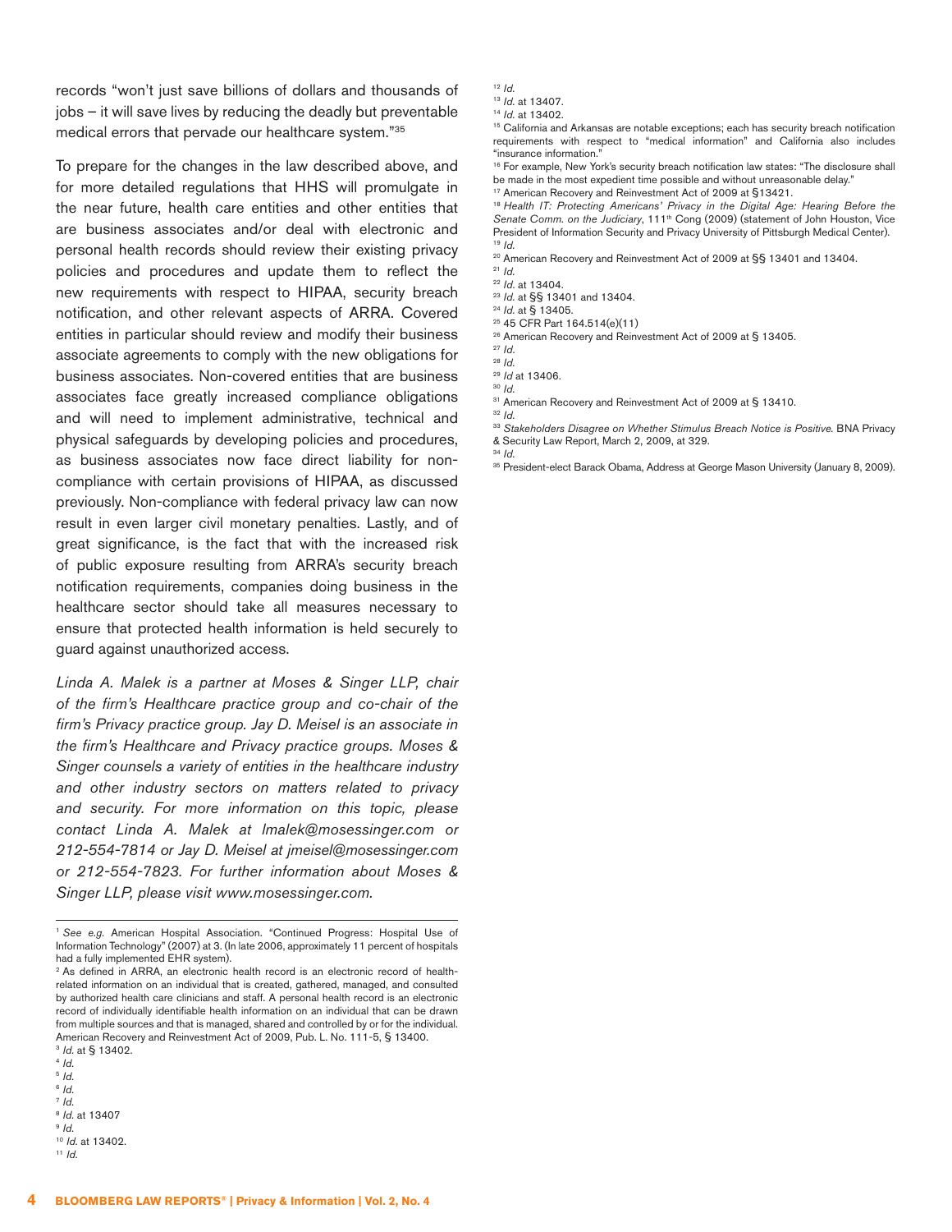records "won't just save billions of dollars and thousands of jobs – it will save lives by reducing the deadly but preventable medical errors that pervade our healthcare system."[35]

To prepare for the changes in the law described above, and for more detailed regulations that HHS will promulgate in the near future, health care entities and other entities that are business associates and/or deal with electronic and personal health records should review their existing privacy policies and procedures and update them to reflect the new requirements with respect to HIPAA, security breach notification, and other relevant aspects of ARRA. Covered entities in particular should review and modify their business associate agreements to comply with the new obligations for business associates. Non-covered entities that are business associates face greatly increased compliance obligations and will need to implement administrative, technical and physical safeguards by developing policies and procedures, as business associates now face direct liability for non-compliance with certain provisions of HIPAA, as discussed previously. Non-compliance with federal privacy law can now result in even larger civil monetary penalties. Lastly, and of great significance, is the fact that with the increased risk of public exposure resulting from ARRA's security breach notification requirements, companies doing business in the healthcare sector should take all measures necessary to ensure that protected health information is held securely to guard against unauthorized access.

*Linda A. Malek is a partner at Moses & Singer LLP, chair of the firm's Healthcare practice group and co-chair of the firm's Privacy practice group. Jay D. Meisel is an associate in the firm's Healthcare and Privacy practice groups. Moses & Singer counsels a variety of entities in the healthcare industry and other industry sectors on matters related to privacy and security. For more information on this topic, please contact Linda A. Malek at lmalek@mosessinger.com or 212-554-7814 or Jay D. Meisel at jmeisel@mosessinger.com or 212-554-7823. For further information about Moses & Singer LLP, please visit www.mosessinger.com.*

---

[1] *See e.g.* American Hospital Association. "Continued Progress: Hospital Use of Information Technology" (2007) at 3. (In late 2006, approximately 11 percent of hospitals had a fully implemented EHR system).

[2] As defined in ARRA, an electronic health record is an electronic record of health-related information on an individual that is created, gathered, managed, and consulted by authorized health care clinicians and staff. A personal health record is an electronic record of individually identifiable health information on an individual that can be drawn from multiple sources and that is managed, shared and controlled by or for the individual. American Recovery and Reinvestment Act of 2009, Pub. L. No. 111-5, § 13400.

[3] *Id.* at § 13402.

[4] *Id.*

[5] *Id.*

[6] *Id.*

[7] *Id.*

[8] *Id.* at 13407

[9] *Id.*

[10] *Id.* at 13402.

[11] *Id.*

[12] *Id.*

[13] *Id.* at 13407.

[14] *Id.* at 13402.

[15] California and Arkansas are notable exceptions; each has security breach notification requirements with respect to "medical information" and California also includes "insurance information."

[16] For example, New York's security breach notification law states: "The disclosure shall be made in the most expedient time possible and without unreasonable delay."

[17] American Recovery and Reinvestment Act of 2009 at §13421.

[18] *Health IT: Protecting Americans' Privacy in the Digital Age: Hearing Before the Senate Comm. on the Judiciary*, 111th Cong (2009) (statement of John Houston, Vice President of Information Security and Privacy University of Pittsburgh Medical Center).

[19] *Id.*

[20] American Recovery and Reinvestment Act of 2009 at §§ 13401 and 13404.

[21] *Id.*

[22] *Id.* at 13404.

[23] *Id.* at §§ 13401 and 13404.

[24] *Id.* at § 13405.

[25] 45 CFR Part 164.514(e)(11)

[26] American Recovery and Reinvestment Act of 2009 at § 13405.

[27] *Id.*

[28] *Id.*

[29] *Id* at 13406.

[30] *Id.*

[31] American Recovery and Reinvestment Act of 2009 at § 13410.

[32] *Id.*

[33] *Stakeholders Disagree on Whether Stimulus Breach Notice is Positive.* BNA Privacy & Security Law Report, March 2, 2009, at 329.

[34] *Id.*

[35] President-elect Barack Obama, Address at George Mason University (January 8, 2009).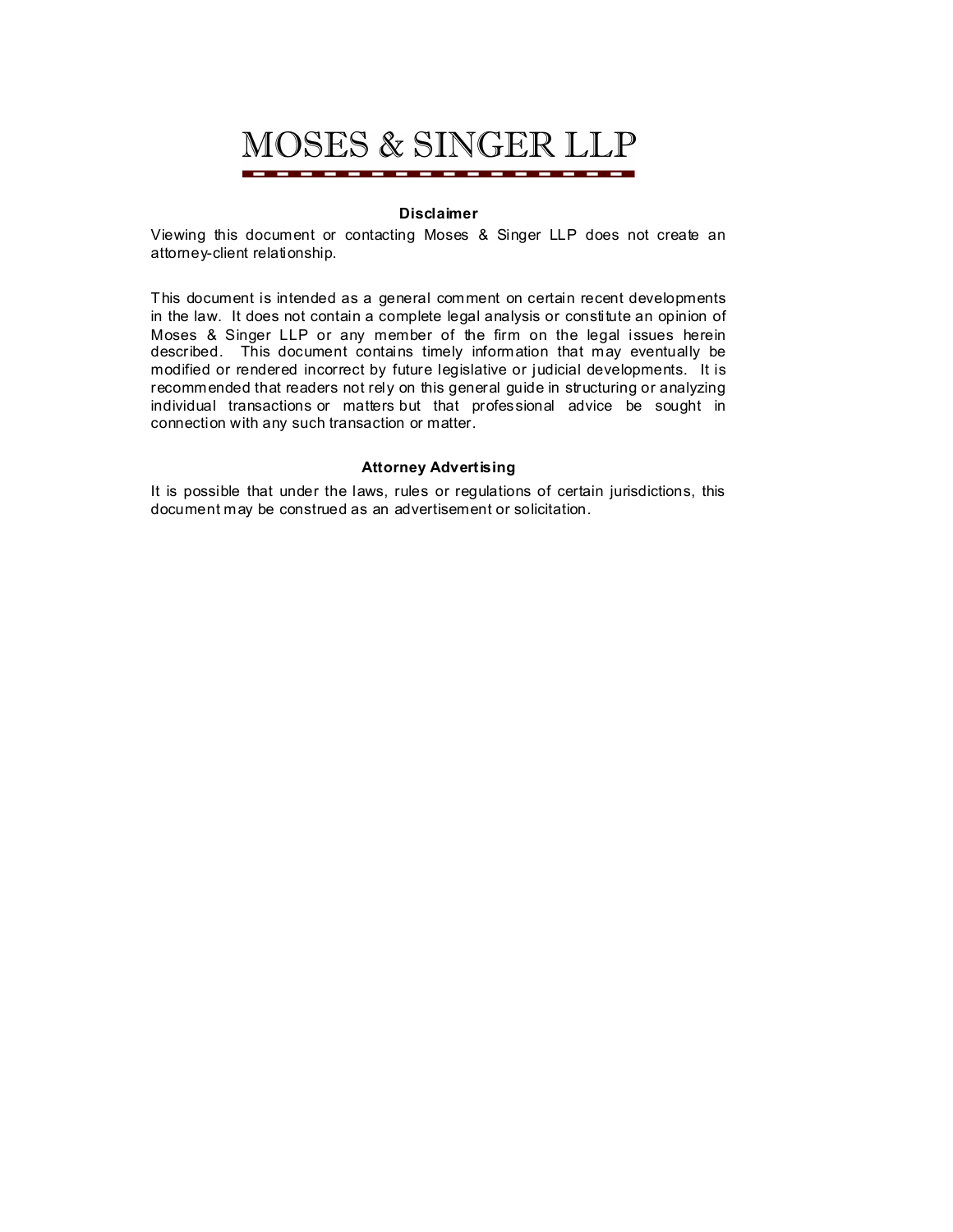# MOSES & SINGER LLP

## Disclaimer

Viewing this document or contacting Moses & Singer LLP does not create an attorney-client relationship.

This document is intended as a general comment on certain recent developments in the law. It does not contain a complete legal analysis or constitute an opinion of Moses & Singer LLP or any member of the firm on the legal issues herein described. This document contains timely information that may eventually be modified or rendered incorrect by future legislative or judicial developments. It is recommended that readers not rely on this general guide in structuring or analyzing individual transactions or matters but that professional advice be sought in connection with any such transaction or matter.

## Attorney Advertising

It is possible that under the laws, rules or regulations of certain jurisdictions, this document may be construed as an advertisement or solicitation.